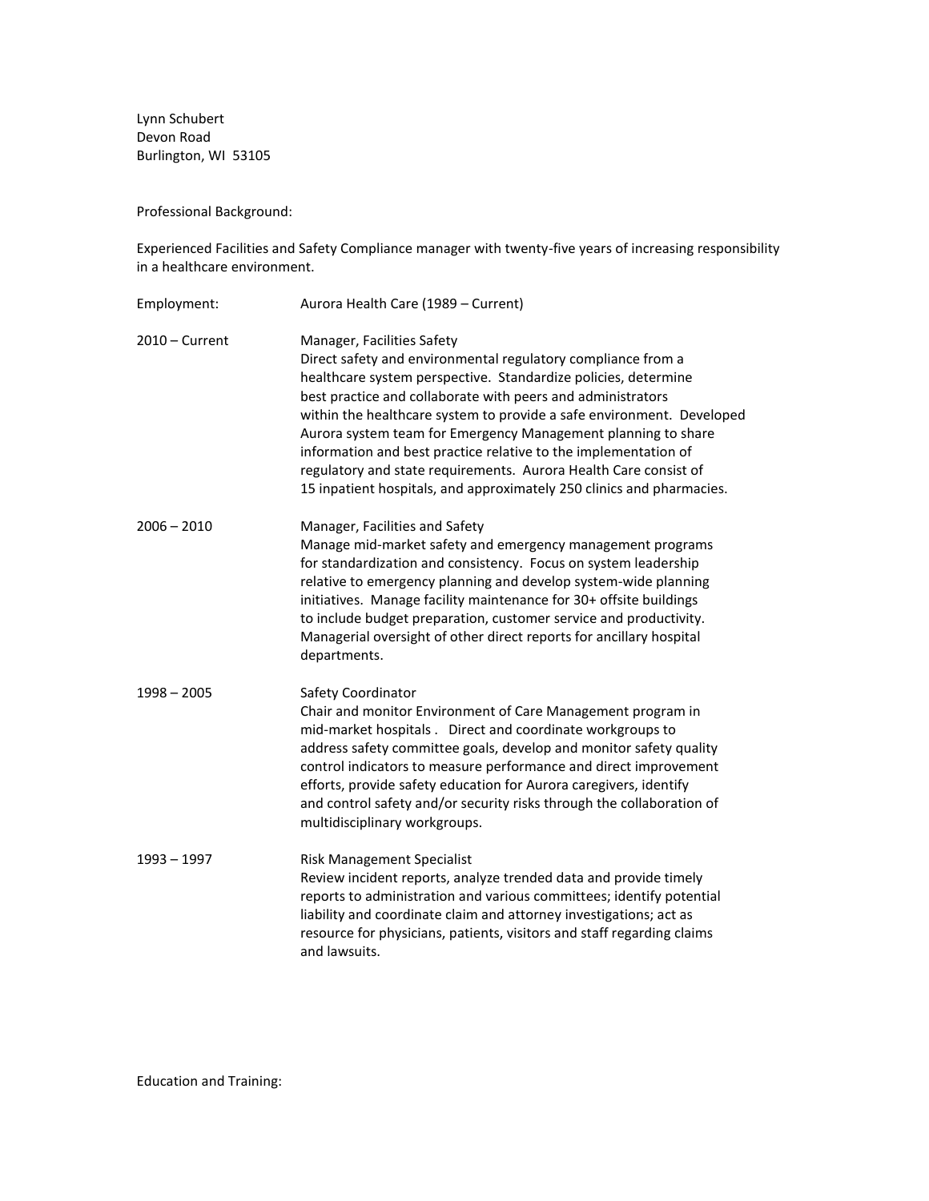Lynn Schubert
Devon Road
Burlington, WI 53105

Professional Background:

Experienced Facilities and Safety Compliance manager with twenty-five years of increasing responsibility in a healthcare environment.

Employment: Aurora Health Care (1989 – Current)

**2010 – Current** — Manager, Facilities Safety

Direct safety and environmental regulatory compliance from a healthcare system perspective. Standardize policies, determine best practice and collaborate with peers and administrators within the healthcare system to provide a safe environment. Developed Aurora system team for Emergency Management planning to share information and best practice relative to the implementation of regulatory and state requirements. Aurora Health Care consist of 15 inpatient hospitals, and approximately 250 clinics and pharmacies.

**2006 – 2010** — Manager, Facilities and Safety

Manage mid-market safety and emergency management programs for standardization and consistency. Focus on system leadership relative to emergency planning and develop system-wide planning initiatives. Manage facility maintenance for 30+ offsite buildings to include budget preparation, customer service and productivity. Managerial oversight of other direct reports for ancillary hospital departments.

**1998 – 2005** — Safety Coordinator

Chair and monitor Environment of Care Management program in mid-market hospitals . Direct and coordinate workgroups to address safety committee goals, develop and monitor safety quality control indicators to measure performance and direct improvement efforts, provide safety education for Aurora caregivers, identify and control safety and/or security risks through the collaboration of multidisciplinary workgroups.

**1993 – 1997** — Risk Management Specialist

Review incident reports, analyze trended data and provide timely reports to administration and various committees; identify potential liability and coordinate claim and attorney investigations; act as resource for physicians, patients, visitors and staff regarding claims and lawsuits.

Education and Training: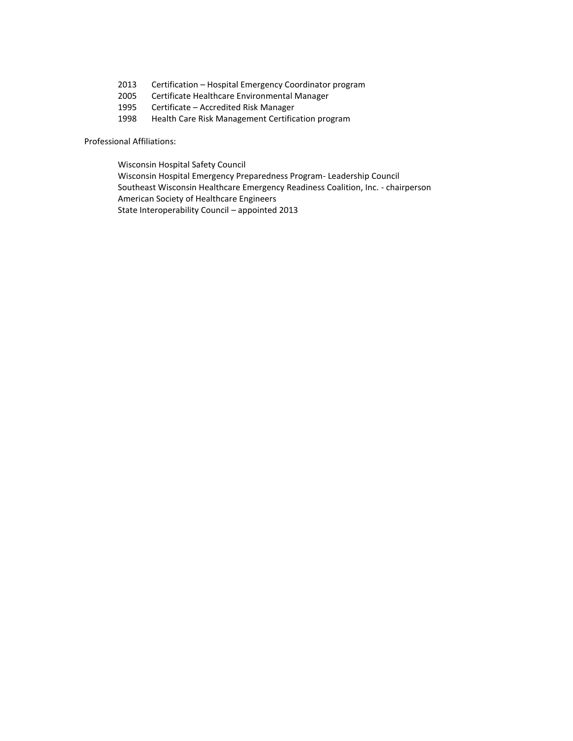2013 Certification – Hospital Emergency Coordinator program
2005 Certificate Healthcare Environmental Manager
1995 Certificate – Accredited Risk Manager
1998 Health Care Risk Management Certification program

Professional Affiliations:

Wisconsin Hospital Safety Council
Wisconsin Hospital Emergency Preparedness Program- Leadership Council
Southeast Wisconsin Healthcare Emergency Readiness Coalition, Inc. - chairperson
American Society of Healthcare Engineers
State Interoperability Council – appointed 2013